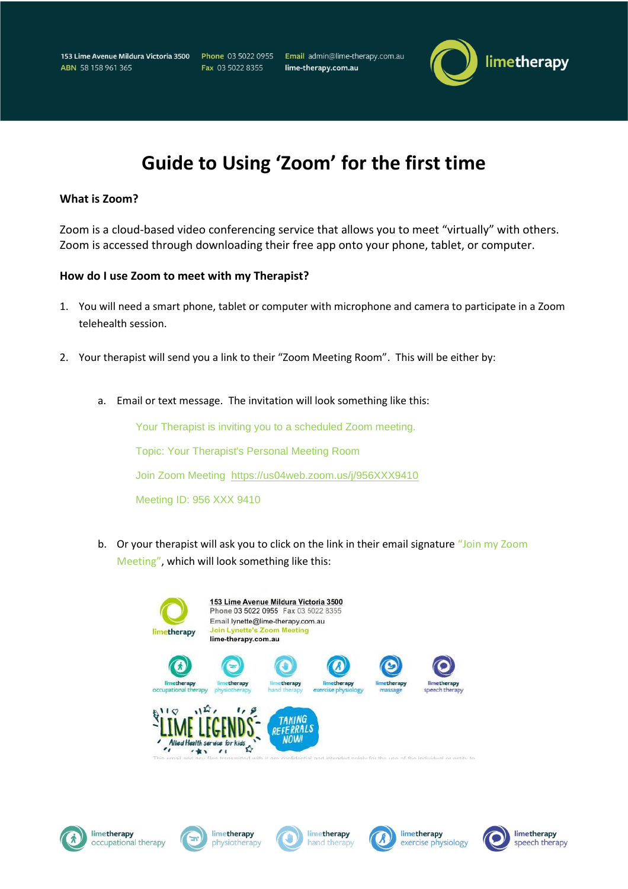153 Lime Avenue Mildura Victoria 3500
ABN 58 158 961 365
Phone 03 5022 0955
Fax 03 5022 8355
Email admin@lime-therapy.com.au
lime-therapy.com.au

# Guide to Using 'Zoom' for the first time

**What is Zoom?**

Zoom is a cloud-based video conferencing service that allows you to meet "virtually" with others. Zoom is accessed through downloading their free app onto your phone, tablet, or computer.

**How do I use Zoom to meet with my Therapist?**

1. You will need a smart phone, tablet or computer with microphone and camera to participate in a Zoom telehealth session.

2. Your therapist will send you a link to their "Zoom Meeting Room". This will be either by:

   a. Email or text message. The invitation will look something like this:

      Your Therapist is inviting you to a scheduled Zoom meeting.

      Topic: Your Therapist's Personal Meeting Room

      Join Zoom Meeting https://us04web.zoom.us/j/956XXX9410

      Meeting ID: 956 XXX 9410

   b. Or your therapist will ask you to click on the link in their email signature "Join my Zoom Meeting", which will look something like this:

      153 Lime Avenue Mildura Victoria 3500
      Phone 03 5022 0955 Fax 03 5022 8355
      Email lynette@lime-therapy.com.au
      Join Lynette's Zoom Meeting
      lime-therapy.com.au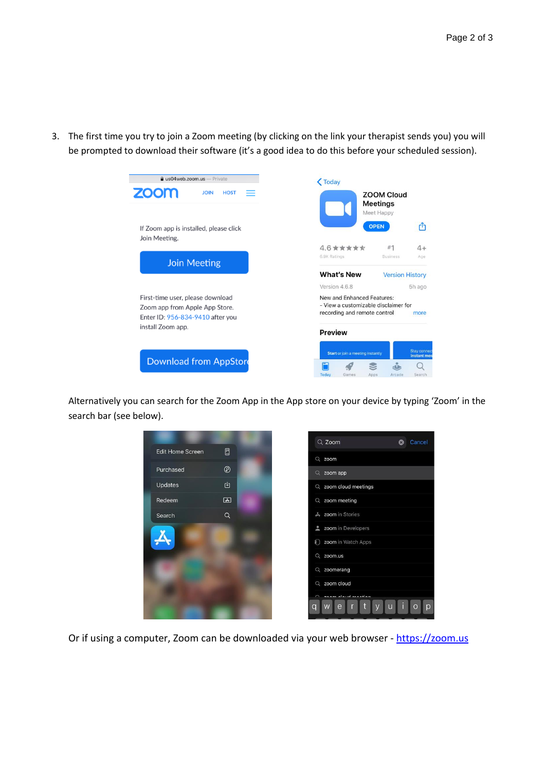3. The first time you try to join a Zoom meeting (by clicking on the link your therapist sends you) you will be prompted to download their software (it's a good idea to do this before your scheduled session).

   Alternatively you can search for the Zoom App in the App store on your device by typing 'Zoom' in the search bar (see below).

   Or if using a computer, Zoom can be downloaded via your web browser - [https://zoom.us](https://zoom.us)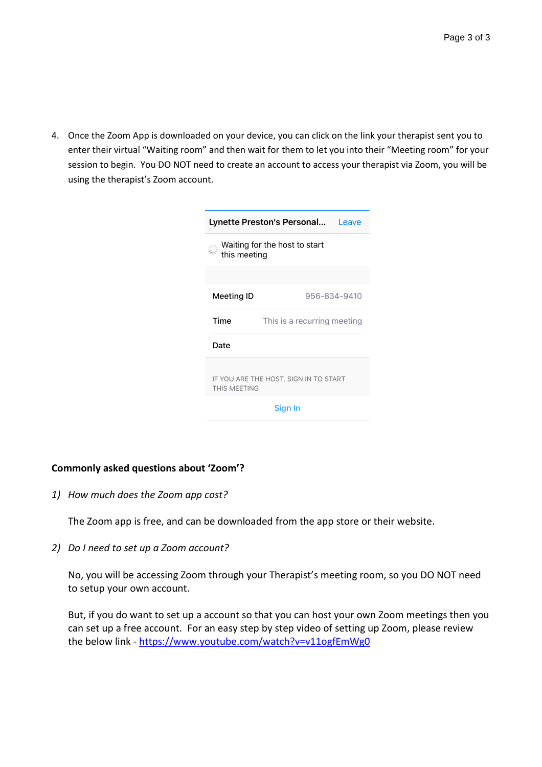4. Once the Zoom App is downloaded on your device, you can click on the link your therapist sent you to enter their virtual "Waiting room" and then wait for them to let you into their "Meeting room" for your session to begin. You DO NOT need to create an account to access your therapist via Zoom, you will be using the therapist's Zoom account.

Lynette Preston's Personal... Leave

Waiting for the host to start this meeting

Meeting ID 956-834-9410

Time This is a recurring meeting

Date

IF YOU ARE THE HOST, SIGN IN TO START THIS MEETING

Sign In

**Commonly asked questions about 'Zoom'?**

1) *How much does the Zoom app cost?*

   The Zoom app is free, and can be downloaded from the app store or their website.

2) *Do I need to set up a Zoom account?*

   No, you will be accessing Zoom through your Therapist's meeting room, so you DO NOT need to setup your own account.

   But, if you do want to set up a account so that you can host your own Zoom meetings then you can set up a free account. For an easy step by step video of setting up Zoom, please review the below link - https://www.youtube.com/watch?v=v11ogfEmWg0